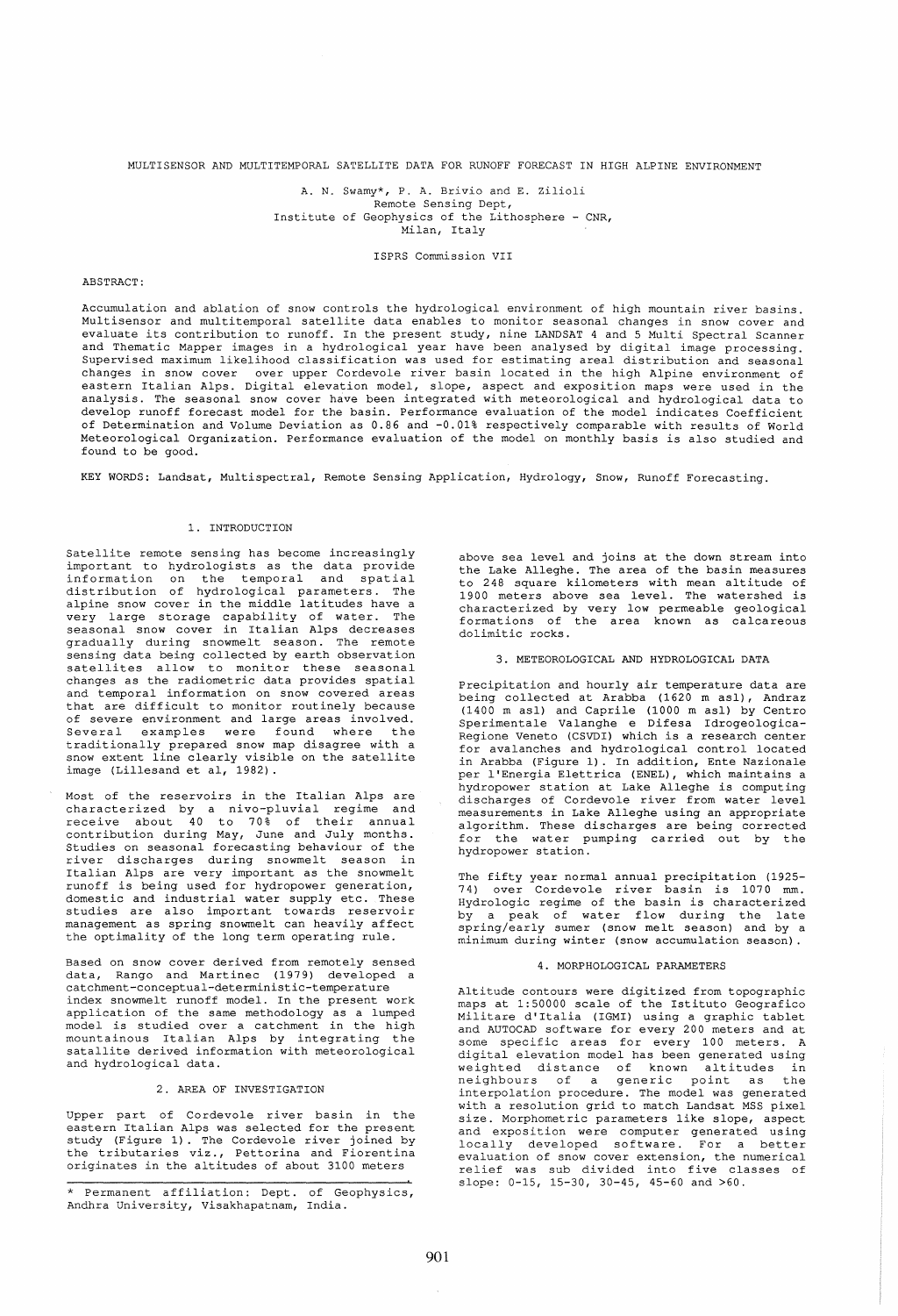# MULTISENSOR AND MULTITEMPORAL SATELLITE DATA FOR RUNOFF FORECAST IN HIGH ALPINE ENVIRONMENT

A. N. Swamy*, P. A. Brivio and E. Zilioli
Remote Sensing Dept,
Institute of Geophysics of the Lithosphere - CNR,
Milan, Italy

ISPRS Commission VII

ABSTRACT:

Accumulation and ablation of snow controls the hydrological environment of high mountain river basins. Multisensor and multitemporal satellite data enables to monitor seasonal changes in snow cover and evaluate its contribution to runoff. In the present study, nine LANDSAT 4 and 5 Multi Spectral Scanner and Thematic Mapper images in a hydrological year have been analysed by digital image processing. Supervised maximum likelihood classification was used for estimating areal distribution and seasonal changes in snow cover over upper Cordevole river basin located in the high Alpine environment of eastern Italian Alps. Digital elevation model, slope, aspect and exposition maps were used in the analysis. The seasonal snow cover have been integrated with meteorological and hydrological data to develop runoff forecast model for the basin. Performance evaluation of the model indicates Coefficient of Determination and Volume Deviation as 0.86 and -0.01% respectively comparable with results of World Meteorological Organization. Performance evaluation of the model on monthly basis is also studied and found to be good.

KEY WORDS: Landsat, Multispectral, Remote Sensing Application, Hydrology, Snow, Runoff Forecasting.

## 1. INTRODUCTION

Satellite remote sensing has become increasingly important to hydrologists as the data provide information on the temporal and spatial distribution of hydrological parameters. The alpine snow cover in the middle latitudes have a very large storage capability of water. The seasonal snow cover in Italian Alps decreases gradually during snowmelt season. The remote sensing data being collected by earth observation satellites allow to monitor these seasonal changes as the radiometric data provides spatial and temporal information on snow covered areas that are difficult to monitor routinely because of severe environment and large areas involved. Several examples were found where the traditionally prepared snow map disagree with a snow extent line clearly visible on the satellite image (Lillesand et al, 1982).

Most of the reservoirs in the Italian Alps are characterized by a nivo-pluvial regime and receive about 40 to 70% of their annual contribution during May, June and July months. Studies on seasonal forecasting behaviour of the river discharges during snowmelt season in Italian Alps are very important as the snowmelt runoff is being used for hydropower generation, domestic and industrial water supply etc. These studies are also important towards reservoir management as spring snowmelt can heavily affect the optimality of the long term operating rule.

Based on snow cover derived from remotely sensed data, Rango and Martinec (1979) developed a catchment-conceptual-deterministic-temperature index snowmelt runoff model. In the present work application of the same methodology as a lumped model is studied over a catchment in the high mountainous Italian Alps by integrating the satallite derived information with meteorological and hydrological data.

## 2. AREA OF INVESTIGATION

Upper part of Cordevole river basin in the eastern Italian Alps was selected for the present study (Figure 1). The Cordevole river joined by the tributaries viz., Pettorina and Fiorentina originates in the altitudes of about 3100 meters above sea level and joins at the down stream into the Lake Alleghe. The area of the basin measures to 248 square kilometers with mean altitude of 1900 meters above sea level. The watershed is characterized by very low permeable geological formations of the area known as calcareous dolimitic rocks.

## 3. METEOROLOGICAL AND HYDROLOGICAL DATA

Precipitation and hourly air temperature data are being collected at Arabba (1620 m asl), Andraz (1400 m asl) and Caprile (1000 m asl) by Centro Sperimentale Valanghe e Difesa Idrogeologica-Regione Veneto (CSVDI) which is a research center for avalanches and hydrological control located in Arabba (Figure 1). In addition, Ente Nazionale per l'Energia Elettrica (ENEL), which maintains a hydropower station at Lake Alleghe is computing discharges of Cordevole river from water level measurements in Lake Alleghe using an appropriate algorithm. These discharges are being corrected for the water pumping carried out by the hydropower station.

The fifty year normal annual precipitation (1925-74) over Cordevole river basin is 1070 mm. Hydrologic regime of the basin is characterized by a peak of water flow during the late spring/early sumer (snow melt season) and by a minimum during winter (snow accumulation season).

## 4. MORPHOLOGICAL PARAMETERS

Altitude contours were digitized from topographic maps at 1:50000 scale of the Istituto Geografico Militare d'Italia (IGMI) using a graphic tablet and AUTOCAD software for every 200 meters and at some specific areas for every 100 meters. A digital elevation model has been generated using weighted distance of known altitudes in neighbours of a generic point as the interpolation procedure. The model was generated with a resolution grid to match Landsat MSS pixel size. Morphometric parameters like slope, aspect and exposition were computer generated using locally developed software. For a better evaluation of snow cover extension, the numerical relief was sub divided into five classes of slope: 0-15, 15-30, 30-45, 45-60 and >60.

---

* Permanent affiliation: Dept. of Geophysics, Andhra University, Visakhapatnam, India.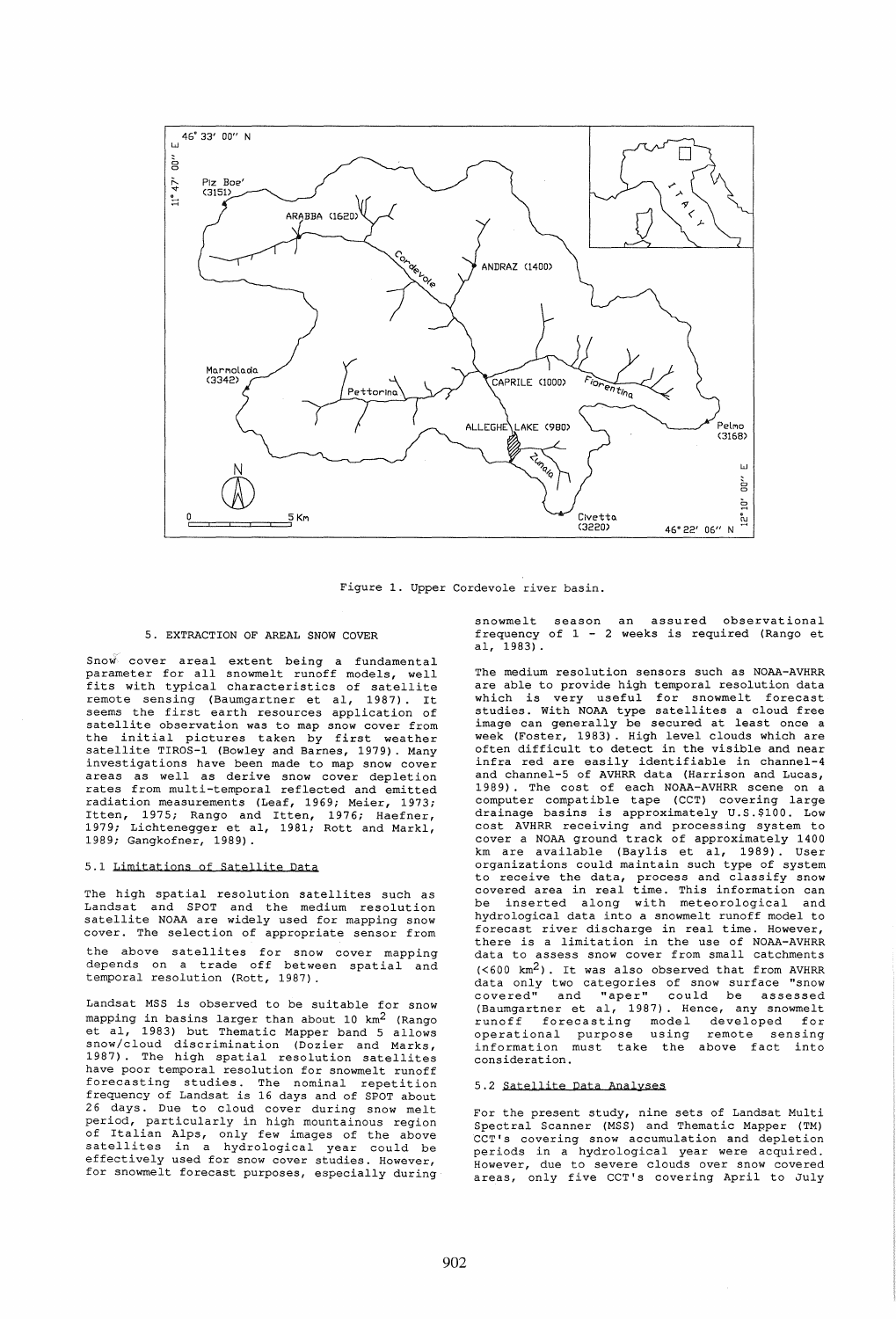Figure 1. Upper Cordevole river basin.

## 5. EXTRACTION OF AREAL SNOW COVER

Snow cover areal extent being a fundamental parameter for all snowmelt runoff models, well fits with typical characteristics of satellite remote sensing (Baumgartner et al, 1987). It seems the first earth resources application of satellite observation was to map snow cover from the initial pictures taken by first weather satellite TIROS-1 (Bowley and Barnes, 1979). Many investigations have been made to map snow cover areas as well as derive snow cover depletion rates from multi-temporal reflected and emitted radiation measurements (Leaf, 1969; Meier, 1973; Itten, 1975; Rango and Itten, 1976; Haefner, 1979; Lichtenegger et al, 1981; Rott and Markl, 1989; Gangkofner, 1989).

### 5.1 Limitations of Satellite Data

The high spatial resolution satellites such as Landsat and SPOT and the medium resolution satellite NOAA are widely used for mapping snow cover. The selection of appropriate sensor from the above satellites for snow cover mapping depends on a trade off between spatial and temporal resolution (Rott, 1987).

Landsat MSS is observed to be suitable for snow mapping in basins larger than about 10 km$^2$ (Rango et al, 1983) but Thematic Mapper band 5 allows snow/cloud discrimination (Dozier and Marks, 1987). The high spatial resolution satellites have poor temporal resolution for snowmelt runoff forecasting studies. The nominal repetition frequency of Landsat is 16 days and of SPOT about 26 days. Due to cloud cover during snow melt period, particularly in high mountainous region of Italian Alps, only few images of the above satellites in a hydrological year could be effectively used for snow cover studies. However, for snowmelt forecast purposes, especially during snowmelt season an assured observational frequency of 1 - 2 weeks is required (Rango et al, 1983).

The medium resolution sensors such as NOAA-AVHRR are able to provide high temporal resolution data which is very useful for snowmelt forecast studies. With NOAA type satellites a cloud free image can generally be secured at least once a week (Foster, 1983). High level clouds which are often difficult to detect in the visible and near infra red are easily identifiable in channel-4 and channel-5 of AVHRR data (Harrison and Lucas, 1989). The cost of each NOAA-AVHRR scene on a computer compatible tape (CCT) covering large drainage basins is approximately U.S.$100. Low cost AVHRR receiving and processing system to cover a NOAA ground track of approximately 1400 km are available (Baylis et al, 1989). User organizations could maintain such type of system to receive the data, process and classify snow covered area in real time. This information can be inserted along with meteorological and hydrological data into a snowmelt runoff model to forecast river discharge in real time. However, there is a limitation in the use of NOAA-AVHRR data to assess snow cover from small catchments (<600 km$^2$). It was also observed that from AVHRR data only two categories of snow surface "snow covered" and "aper" could be assessed (Baumgartner et al, 1987). Hence, any snowmelt runoff forecasting model developed for operational purpose using remote sensing information must take the above fact into consideration.

### 5.2 Satellite Data Analyses

For the present study, nine sets of Landsat Multi Spectral Scanner (MSS) and Thematic Mapper (TM) CCT's covering snow accumulation and depletion periods in a hydrological year were acquired. However, due to severe clouds over snow covered areas, only five CCT's covering April to July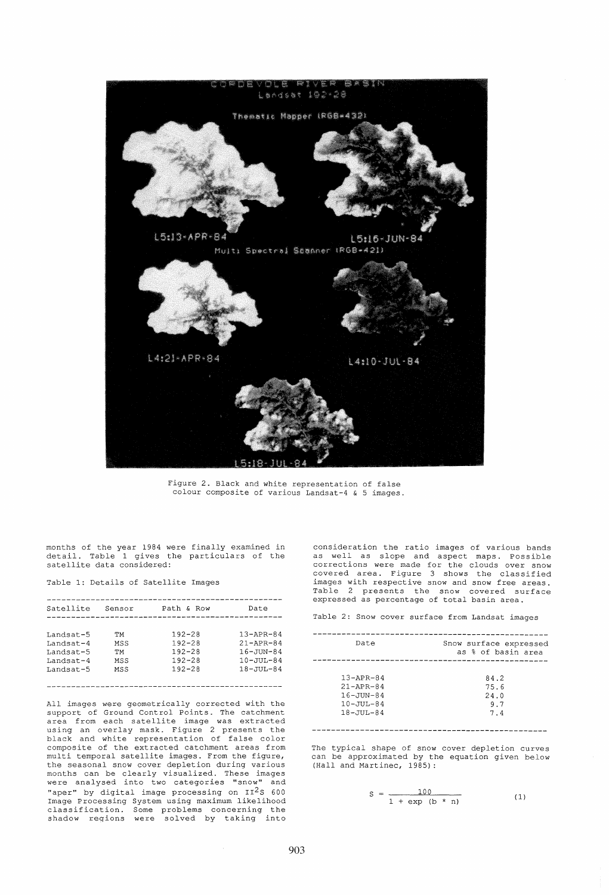Figure 2. Black and white representation of false colour composite of various Landsat-4 & 5 images.

months of the year 1984 were finally examined in detail. Table 1 gives the particulars of the satellite data considered:

Table 1: Details of Satellite Images

| Satellite | Sensor | Path & Row | Date |
|---|---|---|---|
| Landsat-5 | TM | 192-28 | 13-APR-84 |
| Landsat-4 | MSS | 192-28 | 21-APR-84 |
| Landsat-5 | TM | 192-28 | 16-JUN-84 |
| Landsat-4 | MSS | 192-28 | 10-JUL-84 |
| Landsat-5 | MSS | 192-28 | 18-JUL-84 |

All images were geometrically corrected with the support of Ground Control Points. The catchment area from each satellite image was extracted using an overlay mask. Figure 2 presents the black and white representation of false color composite of the extracted catchment areas from multi temporal satellite images. From the figure, the seasonal snow cover depletion during various months can be clearly visualized. These images were analysed into two categories "snow" and "aper" by digital image processing on $II^2S$ 600 Image Processing System using maximum likelihood classification. Some problems concerning the shadow regions were solved by taking into consideration the ratio images of various bands as well as slope and aspect maps. Possible corrections were made for the clouds over snow covered area. Figure 3 shows the classified images with respective snow and snow free areas. Table 2 presents the snow covered surface expressed as percentage of total basin area.

Table 2: Snow cover surface from Landsat images

| Date | Snow surface expressed as % of basin area |
|---|---|
| 13-APR-84 | 84.2 |
| 21-APR-84 | 75.6 |
| 16-JUN-84 | 24.0 |
| 10-JUL-84 | 9.7 |
| 18-JUL-84 | 7.4 |

The typical shape of snow cover depletion curves can be approximated by the equation given below (Hall and Martinec, 1985):

$$S = \frac{100}{1 + \exp\,(b * n)} \qquad (1)$$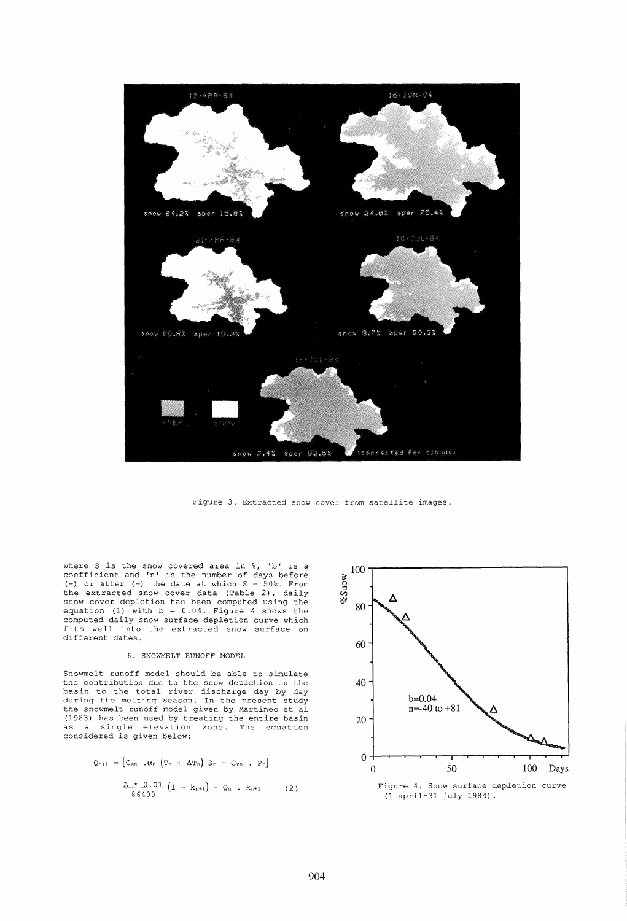Figure 3. Extracted snow cover from satellite images.

where S is the snow covered area in %, 'b' is a coefficient and 'n' is the number of days before (-) or after (+) the date at which S = 50%. From the extracted snow cover data (Table 2), daily snow cover depletion has been computed using the equation (1) with b = 0.04. Figure 4 shows the computed daily snow surface depletion curve which fits well into the extracted snow surface on different dates.

## 6. SNOWMELT RUNOFF MODEL

Snowmelt runoff model should be able to simulate the contribution due to the snow depletion in the basin to the total river discharge day by day during the melting season. In the present study the snowmelt runoff model given by Martinec et al (1983) has been used by treating the entire basin as a single elevation zone. The equation considered is given below:

$$Q_{n+1} = \left[C_{sn} \cdot \alpha_n \left(T_n + \Delta T_n\right) S_n + C_{rn} \cdot P_n\right] \frac{A * 0.01}{86400} \left(1 - k_{n+1}\right) + Q_n \cdot k_{n+1} \qquad (2)$$

Figure 4. Snow surface depletion curve (1 april-31 july 1984).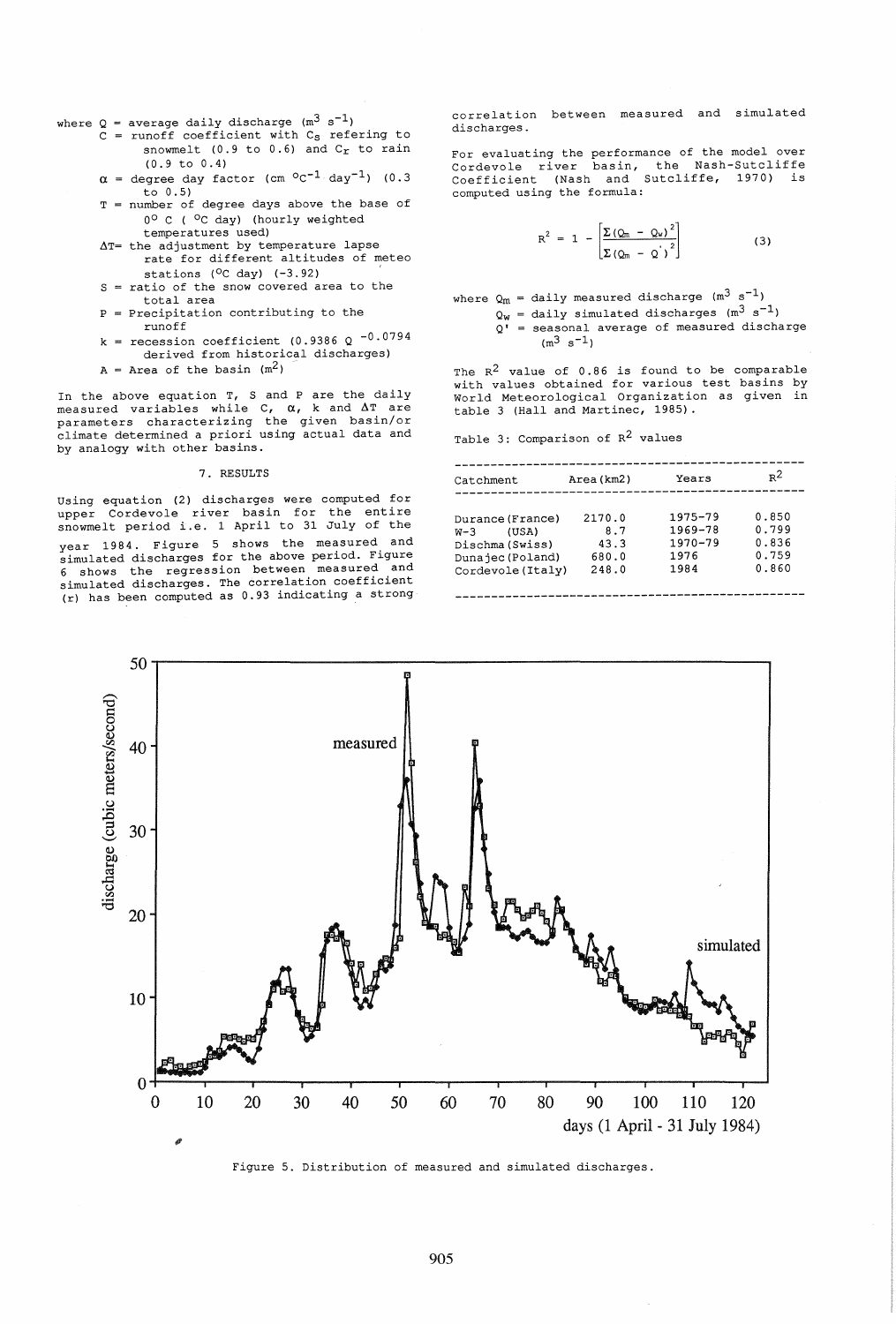where Q = average daily discharge ($m^3 s^{-1}$)
C = runoff coefficient with $C_s$ refering to snowmelt (0.9 to 0.6) and $C_r$ to rain (0.9 to 0.4)
$\alpha$ = degree day factor (cm $^0C^{-1}$ $day^{-1}$) (0.3 to 0.5)
T = number of degree days above the base of $0^0$ C ( $^0C$ day) (hourly weighted temperatures used)
$\Delta T$= the adjustment by temperature lapse rate for different altitudes of meteo stations ($^0C$ day) (-3.92)
S = ratio of the snow covered area to the total area
P = Precipitation contributing to the runoff
k = recession coefficient (0.9386 $Q^{-0.0794}$ derived from historical discharges)
A = Area of the basin ($m^2$)

In the above equation T, S and P are the daily measured variables while C, $\alpha$, k and $\Delta T$ are parameters characterizing the given basin/or climate determined a priori using actual data and by analogy with other basins.

## 7. RESULTS

Using equation (2) discharges were computed for upper Cordevole river basin for the entire snowmelt period i.e. 1 April to 31 July of the year 1984. Figure 5 shows the measured and simulated discharges for the above period. Figure 6 shows the regression between measured and simulated discharges. The correlation coefficient (r) has been computed as 0.93 indicating a strong correlation between measured and simulated discharges.

For evaluating the performance of the model over Cordevole river basin, the Nash-Sutcliffe Coefficient (Nash and Sutcliffe, 1970) is computed using the formula:

$$R^2 = 1 - \left[\frac{\Sigma(Q_m - Q_w)^2}{\Sigma(Q_m - Q')^2}\right] \quad (3)$$

where $Q_m$ = daily measured discharge ($m^3 s^{-1}$)
$Q_w$ = daily simulated discharges ($m^3 s^{-1}$)
$Q'$ = seasonal average of measured discharge ($m^3 s^{-1}$)

The $R^2$ value of 0.86 is found to be comparable with values obtained for various test basins by World Meteorological Organization as given in table 3 (Hall and Martinec, 1985).

Table 3: Comparison of $R^2$ values

| Catchment | Area(km2) | Years | $R^2$ |
|---|---|---|---|
| Durance(France) | 2170.0 | 1975-79 | 0.850 |
| W-3 (USA) | 8.7 | 1969-78 | 0.799 |
| Dischma(Swiss) | 43.3 | 1970-79 | 0.836 |
| Dunajec(Poland) | 680.0 | 1976 | 0.759 |
| Cordevole(Italy) | 248.0 | 1984 | 0.860 |

Figure 5. Distribution of measured and simulated discharges.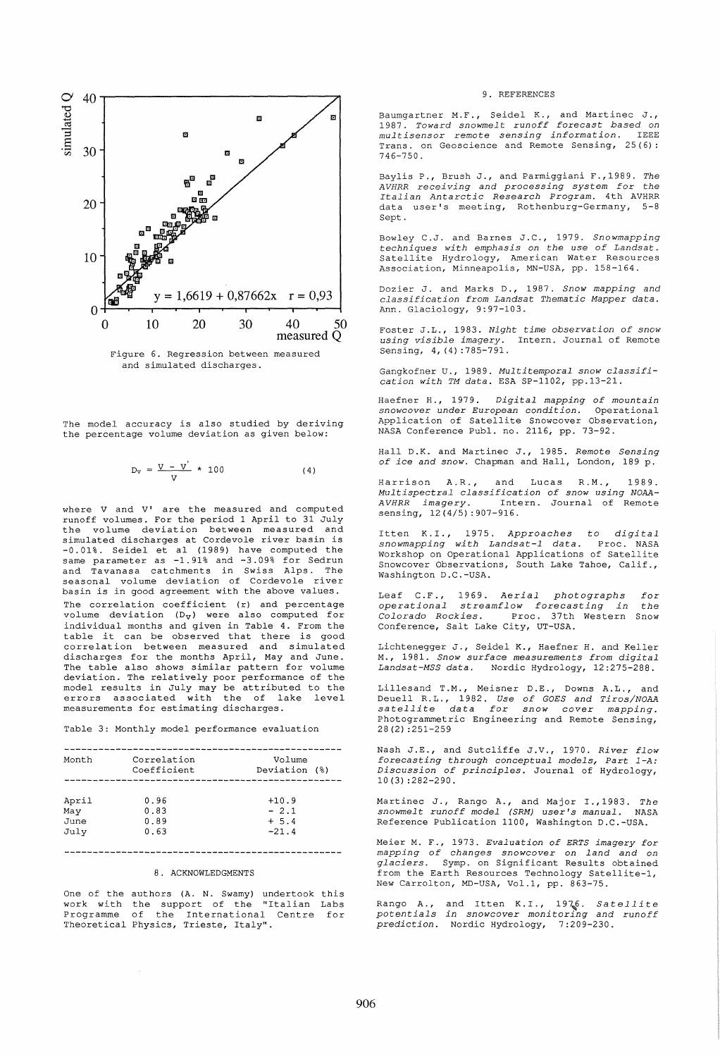Figure 6. Regression between measured and simulated discharges.

The model accuracy is also studied by deriving the percentage volume deviation as given below:

$$D_V = \frac{V - V'}{V} * 100 \quad (4)$$

where V and V' are the measured and computed runoff volumes. For the period 1 April to 31 July the volume deviation between measured and simulated discharges at Cordevole river basin is -0.01%. Seidel et al (1989) have computed the same parameter as -1.91% and -3.09% for Sedrun and Tavanasa catchments in Swiss Alps. The seasonal volume deviation of Cordevole river basin is in good agreement with the above values.

The correlation coefficient (r) and percentage volume deviation ($D_V$) were also computed for individual months and given in Table 4. From the table it can be observed that there is good correlation between measured and simulated discharges for the months April, May and June. The table also shows similar pattern for volume deviation. The relatively poor performance of the model results in July may be attributed to the errors associated with the of lake level measurements for estimating discharges.

Table 3: Monthly model performance evaluation

| Month | Correlation Coefficient | Volume Deviation (%) |
|---|---|---|
| April | 0.96 | +10.9 |
| May | 0.83 | - 2.1 |
| June | 0.89 | + 5.4 |
| July | 0.63 | -21.4 |

## 8. ACKNOWLEDGMENTS

One of the authors (A. N. Swamy) undertook this work with the support of the "Italian Labs Programme of the International Centre for Theoretical Physics, Trieste, Italy".

## 9. REFERENCES

Baumgartner M.F., Seidel K., and Martinec J., 1987. *Toward snowmelt runoff forecast based on multisensor remote sensing information.* IEEE Trans. on Geoscience and Remote Sensing, 25(6): 746-750.

Baylis P., Brush J., and Parmiggiani F.,1989. *The AVHRR receiving and processing system for the Italian Antarctic Research Program.* 4th AVHRR data user's meeting, Rothenburg-Germany, 5-8 Sept.

Bowley C.J. and Barnes J.C., 1979. *Snowmapping techniques with emphasis on the use of Landsat.* Satellite Hydrology, American Water Resources Association, Minneapolis, MN-USA, pp. 158-164.

Dozier J. and Marks D., 1987. *Snow mapping and classification from Landsat Thematic Mapper data.* Ann. Glaciology, 9:97-103.

Foster J.L., 1983. *Night time observation of snow using visible imagery.* Intern. Journal of Remote Sensing, 4,(4):785-791.

Gangkofner U., 1989. *Multitemporal snow classification with TM data.* ESA SP-1102, pp.13-21.

Haefner H., 1979. *Digital mapping of mountain snowcover under European condition.* Operational Application of Satellite Snowcover Observation, NASA Conference Publ. no. 2116, pp. 73-92.

Hall D.K. and Martinec J., 1985. *Remote Sensing of ice and snow.* Chapman and Hall, London, 189 p.

Harrison A.R., and Lucas R.M., 1989. *Multispectral classification of snow using NOAA-AVHRR imagery.* Intern. Journal of Remote sensing, 12(4/5):907-916.

Itten K.I., 1975. *Approaches to digital snowmapping with Landsat-1 data.* Proc. NASA Workshop on Operational Applications of Satellite Snowcover Observations, South Lake Tahoe, Calif., Washington D.C.-USA.

Leaf C.F., 1969. *Aerial photographs for operational streamflow forecasting in the Colorado Rockies.* Proc. 37th Western Snow Conference, Salt Lake City, UT-USA.

Lichtenegger J., Seidel K., Haefner H. and Keller M., 1981. *Snow surface measurements from digital Landsat-MSS data.* Nordic Hydrology, 12:275-288.

Lillesand T.M., Meisner D.E., Downs A.L., and Deuell R.L., 1982. *Use of GOES and Tiros/NOAA satellite data for snow cover mapping.* Photogrammetric Engineering and Remote Sensing, 28(2):251-259

Nash J.E., and Sutcliffe J.V., 1970. *River flow forecasting through conceptual models, Part 1-A: Discussion of principles.* Journal of Hydrology, 10(3):282-290.

Martinec J., Rango A., and Major I.,1983. *The snowmelt runoff model (SRM) user's manual.* NASA Reference Publication 1100, Washington D.C.-USA.

Meier M. F., 1973. *Evaluation of ERTS imagery for mapping of changes snowcover on land and on glaciers.* Symp. on Significant Results obtained from the Earth Resources Technology Satellite-1, New Carrolton, MD-USA, Vol.1, pp. 863-75.

Rango A., and Itten K.I., 1976. *Satellite potentials in snowcover monitoring and runoff prediction.* Nordic Hydrology, 7:209-230.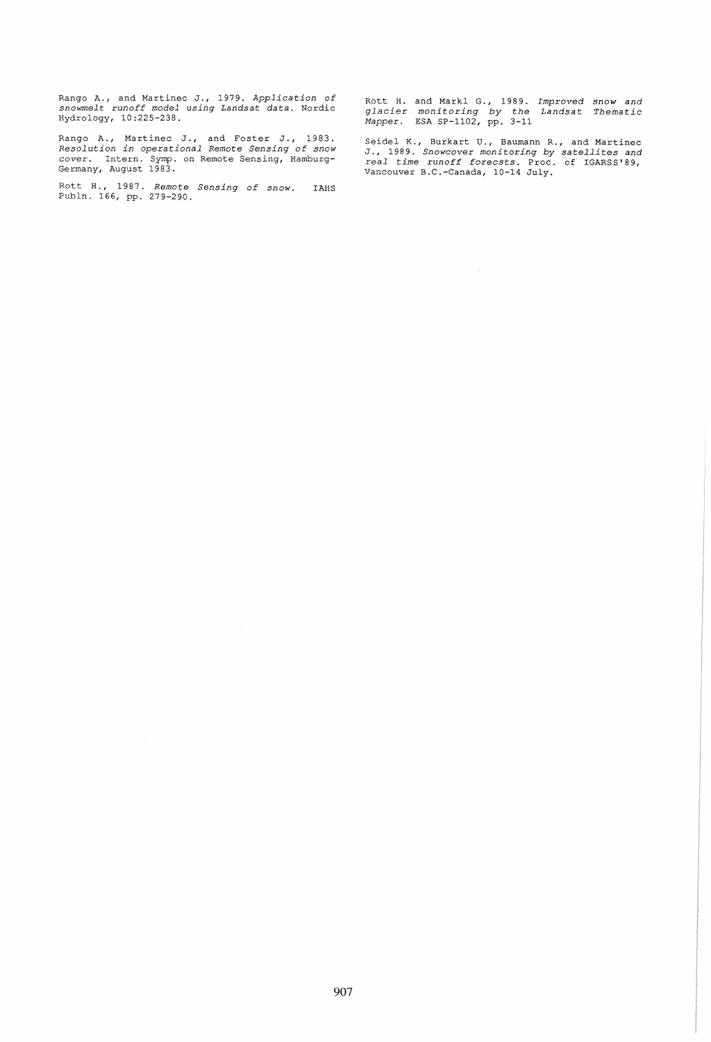Rango A., and Martinec J., 1979. *Application of snowmelt runoff model using Landsat data*. Nordic Hydrology, 10:225-238.

Rango A., Martinec J., and Foster J., 1983. *Resolution in operational Remote Sensing of snow cover*. Intern. Symp. on Remote Sensing, Hamburg-Germany, August 1983.

Rott H., 1987. *Remote Sensing of snow*. IAHS Publn. 166, pp. 279-290.

Rott H. and Markl G., 1989. *Improved snow and glacier monitoring by the Landsat Thematic Mapper*. ESA SP-1102, pp. 3-11

Seidel K., Burkart U., Baumann R., and Martinec J., 1989. *Snowcover monitoring by satellites and real time runoff forecsts*. Proc. of IGARSS'89, Vancouver B.C.-Canada, 10-14 July.